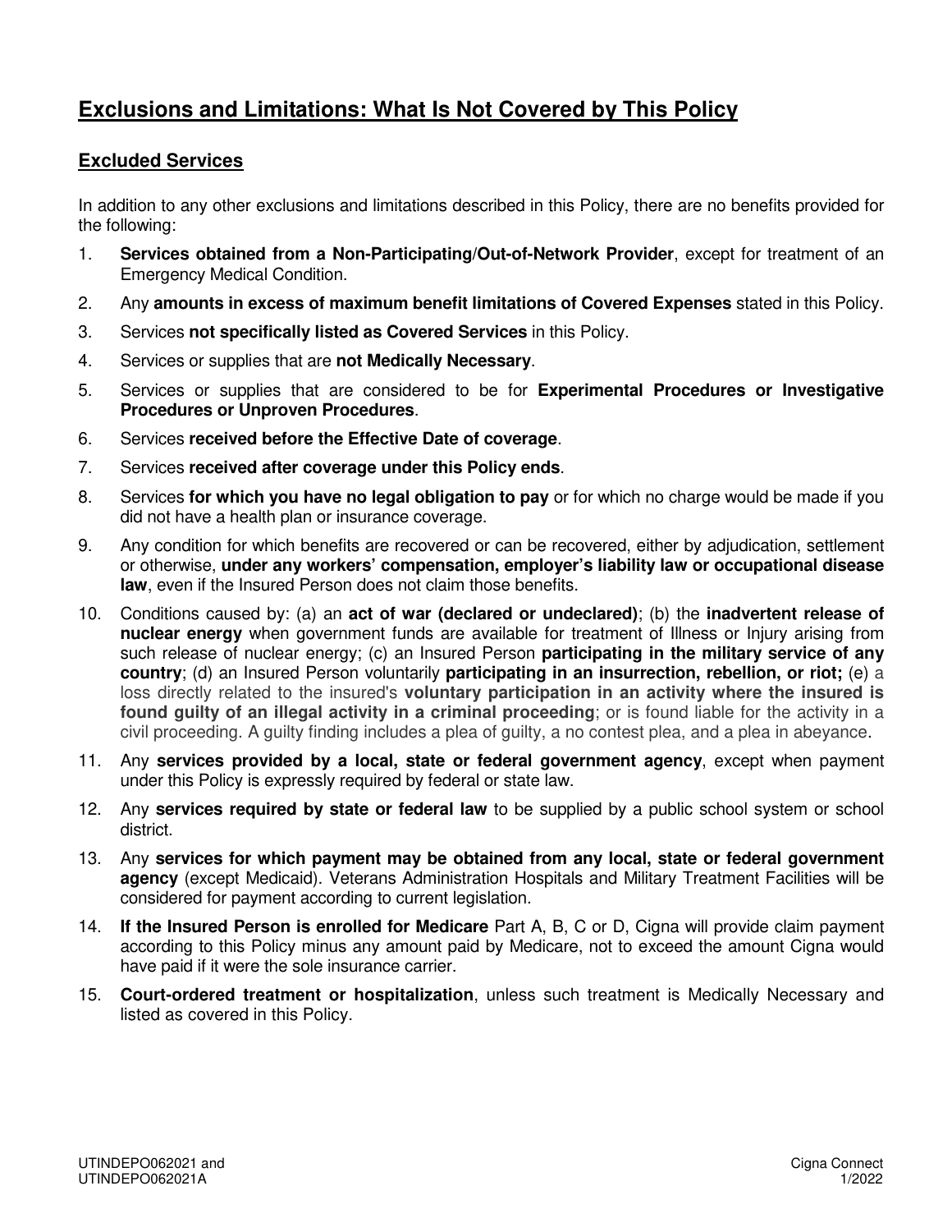# Exclusions and Limitations: What Is Not Covered by This Policy

## Excluded Services

In addition to any other exclusions and limitations described in this Policy, there are no benefits provided for the following:

1. **Services obtained from a Non-Participating/Out-of-Network Provider**, except for treatment of an Emergency Medical Condition.
2. Any **amounts in excess of maximum benefit limitations of Covered Expenses** stated in this Policy.
3. Services **not specifically listed as Covered Services** in this Policy.
4. Services or supplies that are **not Medically Necessary**.
5. Services or supplies that are considered to be for **Experimental Procedures or Investigative Procedures or Unproven Procedures**.
6. Services **received before the Effective Date of coverage**.
7. Services **received after coverage under this Policy ends**.
8. Services **for which you have no legal obligation to pay** or for which no charge would be made if you did not have a health plan or insurance coverage.
9. Any condition for which benefits are recovered or can be recovered, either by adjudication, settlement or otherwise, **under any workers' compensation, employer's liability law or occupational disease law**, even if the Insured Person does not claim those benefits.
10. Conditions caused by: (a) an **act of war (declared or undeclared)**; (b) the **inadvertent release of nuclear energy** when government funds are available for treatment of Illness or Injury arising from such release of nuclear energy; (c) an Insured Person **participating in the military service of any country**; (d) an Insured Person voluntarily **participating in an insurrection, rebellion, or riot;** (e) a loss directly related to the insured's **voluntary participation in an activity where the insured is found guilty of an illegal activity in a criminal proceeding**; or is found liable for the activity in a civil proceeding. A guilty finding includes a plea of guilty, a no contest plea, and a plea in abeyance.
11. Any **services provided by a local, state or federal government agency**, except when payment under this Policy is expressly required by federal or state law.
12. Any **services required by state or federal law** to be supplied by a public school system or school district.
13. Any **services for which payment may be obtained from any local, state or federal government agency** (except Medicaid). Veterans Administration Hospitals and Military Treatment Facilities will be considered for payment according to current legislation.
14. **If the Insured Person is enrolled for Medicare** Part A, B, C or D, Cigna will provide claim payment according to this Policy minus any amount paid by Medicare, not to exceed the amount Cigna would have paid if it were the sole insurance carrier.
15. **Court-ordered treatment or hospitalization**, unless such treatment is Medically Necessary and listed as covered in this Policy.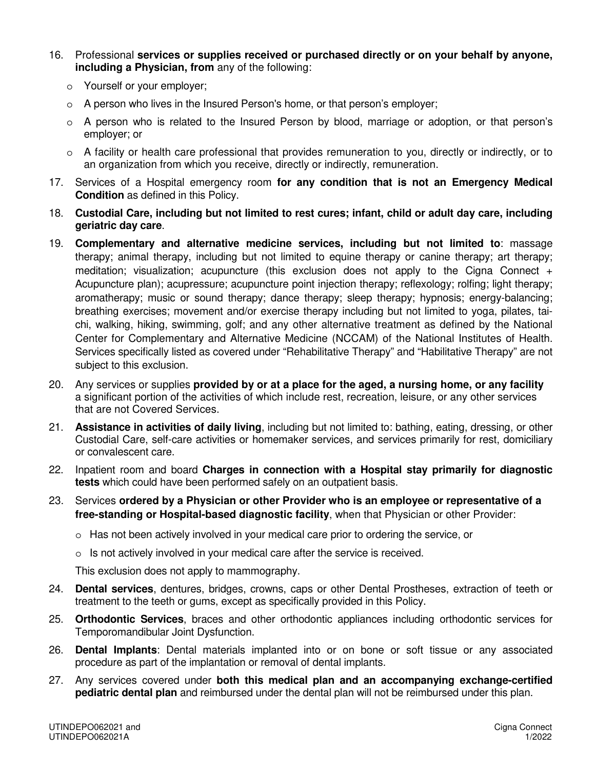16. Professional **services or supplies received or purchased directly or on your behalf by anyone, including a Physician, from** any of the following:
    - Yourself or your employer;
    - A person who lives in the Insured Person's home, or that person's employer;
    - A person who is related to the Insured Person by blood, marriage or adoption, or that person's employer; or
    - A facility or health care professional that provides remuneration to you, directly or indirectly, or to an organization from which you receive, directly or indirectly, remuneration.
17. Services of a Hospital emergency room **for any condition that is not an Emergency Medical Condition** as defined in this Policy.
18. **Custodial Care, including but not limited to rest cures; infant, child or adult day care, including geriatric day care**.
19. **Complementary and alternative medicine services, including but not limited to**: massage therapy; animal therapy, including but not limited to equine therapy or canine therapy; art therapy; meditation; visualization; acupuncture (this exclusion does not apply to the Cigna Connect + Acupuncture plan); acupressure; acupuncture point injection therapy; reflexology; rolfing; light therapy; aromatherapy; music or sound therapy; dance therapy; sleep therapy; hypnosis; energy-balancing; breathing exercises; movement and/or exercise therapy including but not limited to yoga, pilates, tai-chi, walking, hiking, swimming, golf; and any other alternative treatment as defined by the National Center for Complementary and Alternative Medicine (NCCAM) of the National Institutes of Health. Services specifically listed as covered under "Rehabilitative Therapy" and "Habilitative Therapy" are not subject to this exclusion.
20. Any services or supplies **provided by or at a place for the aged, a nursing home, or any facility** a significant portion of the activities of which include rest, recreation, leisure, or any other services that are not Covered Services.
21. **Assistance in activities of daily living**, including but not limited to: bathing, eating, dressing, or other Custodial Care, self-care activities or homemaker services, and services primarily for rest, domiciliary or convalescent care.
22. Inpatient room and board **Charges in connection with a Hospital stay primarily for diagnostic tests** which could have been performed safely on an outpatient basis.
23. Services **ordered by a Physician or other Provider who is an employee or representative of a free-standing or Hospital-based diagnostic facility**, when that Physician or other Provider:
    - Has not been actively involved in your medical care prior to ordering the service, or
    - Is not actively involved in your medical care after the service is received.

    This exclusion does not apply to mammography.
24. **Dental services**, dentures, bridges, crowns, caps or other Dental Prostheses, extraction of teeth or treatment to the teeth or gums, except as specifically provided in this Policy.
25. **Orthodontic Services**, braces and other orthodontic appliances including orthodontic services for Temporomandibular Joint Dysfunction.
26. **Dental Implants**: Dental materials implanted into or on bone or soft tissue or any associated procedure as part of the implantation or removal of dental implants.
27. Any services covered under **both this medical plan and an accompanying exchange-certified pediatric dental plan** and reimbursed under the dental plan will not be reimbursed under this plan.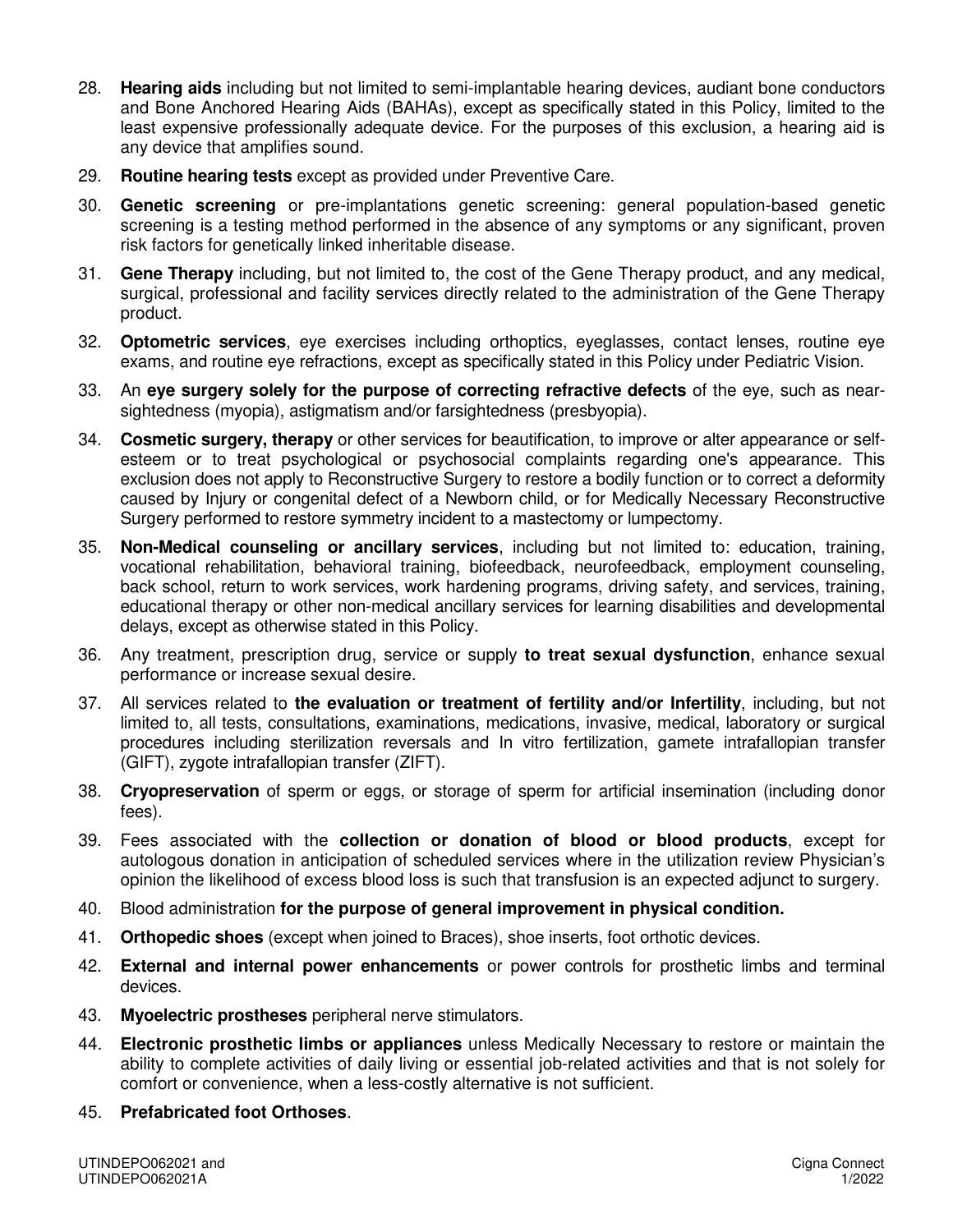28. **Hearing aids** including but not limited to semi-implantable hearing devices, audiant bone conductors and Bone Anchored Hearing Aids (BAHAs), except as specifically stated in this Policy, limited to the least expensive professionally adequate device. For the purposes of this exclusion, a hearing aid is any device that amplifies sound.
29. **Routine hearing tests** except as provided under Preventive Care.
30. **Genetic screening** or pre-implantations genetic screening: general population-based genetic screening is a testing method performed in the absence of any symptoms or any significant, proven risk factors for genetically linked inheritable disease.
31. **Gene Therapy** including, but not limited to, the cost of the Gene Therapy product, and any medical, surgical, professional and facility services directly related to the administration of the Gene Therapy product.
32. **Optometric services**, eye exercises including orthoptics, eyeglasses, contact lenses, routine eye exams, and routine eye refractions, except as specifically stated in this Policy under Pediatric Vision.
33. An **eye surgery solely for the purpose of correcting refractive defects** of the eye, such as near-sightedness (myopia), astigmatism and/or farsightedness (presbyopia).
34. **Cosmetic surgery, therapy** or other services for beautification, to improve or alter appearance or self-esteem or to treat psychological or psychosocial complaints regarding one's appearance. This exclusion does not apply to Reconstructive Surgery to restore a bodily function or to correct a deformity caused by Injury or congenital defect of a Newborn child, or for Medically Necessary Reconstructive Surgery performed to restore symmetry incident to a mastectomy or lumpectomy.
35. **Non-Medical counseling or ancillary services**, including but not limited to: education, training, vocational rehabilitation, behavioral training, biofeedback, neurofeedback, employment counseling, back school, return to work services, work hardening programs, driving safety, and services, training, educational therapy or other non-medical ancillary services for learning disabilities and developmental delays, except as otherwise stated in this Policy.
36. Any treatment, prescription drug, service or supply **to treat sexual dysfunction**, enhance sexual performance or increase sexual desire.
37. All services related to **the evaluation or treatment of fertility and/or Infertility**, including, but not limited to, all tests, consultations, examinations, medications, invasive, medical, laboratory or surgical procedures including sterilization reversals and In vitro fertilization, gamete intrafallopian transfer (GIFT), zygote intrafallopian transfer (ZIFT).
38. **Cryopreservation** of sperm or eggs, or storage of sperm for artificial insemination (including donor fees).
39. Fees associated with the **collection or donation of blood or blood products**, except for autologous donation in anticipation of scheduled services where in the utilization review Physician's opinion the likelihood of excess blood loss is such that transfusion is an expected adjunct to surgery.
40. Blood administration **for the purpose of general improvement in physical condition.**
41. **Orthopedic shoes** (except when joined to Braces), shoe inserts, foot orthotic devices.
42. **External and internal power enhancements** or power controls for prosthetic limbs and terminal devices.
43. **Myoelectric prostheses** peripheral nerve stimulators.
44. **Electronic prosthetic limbs or appliances** unless Medically Necessary to restore or maintain the ability to complete activities of daily living or essential job-related activities and that is not solely for comfort or convenience, when a less-costly alternative is not sufficient.
45. **Prefabricated foot Orthoses**.

UTINDEPO062021 and
UTINDEPO062021A

Cigna Connect
1/2022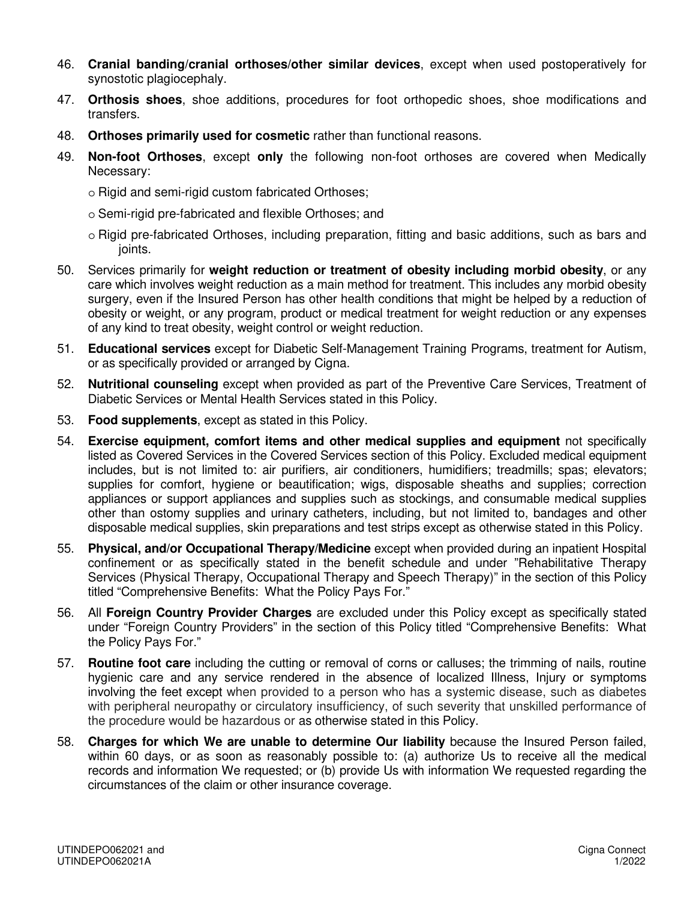46. **Cranial banding/cranial orthoses/other similar devices**, except when used postoperatively for synostotic plagiocephaly.
47. **Orthosis shoes**, shoe additions, procedures for foot orthopedic shoes, shoe modifications and transfers.
48. **Orthoses primarily used for cosmetic** rather than functional reasons.
49. **Non-foot Orthoses**, except **only** the following non-foot orthoses are covered when Medically Necessary:

    o Rigid and semi-rigid custom fabricated Orthoses;

    o Semi-rigid pre-fabricated and flexible Orthoses; and

    o Rigid pre-fabricated Orthoses, including preparation, fitting and basic additions, such as bars and joints.
50. Services primarily for **weight reduction or treatment of obesity including morbid obesity**, or any care which involves weight reduction as a main method for treatment. This includes any morbid obesity surgery, even if the Insured Person has other health conditions that might be helped by a reduction of obesity or weight, or any program, product or medical treatment for weight reduction or any expenses of any kind to treat obesity, weight control or weight reduction.
51. **Educational services** except for Diabetic Self-Management Training Programs, treatment for Autism, or as specifically provided or arranged by Cigna.
52. **Nutritional counseling** except when provided as part of the Preventive Care Services, Treatment of Diabetic Services or Mental Health Services stated in this Policy.
53. **Food supplements**, except as stated in this Policy.
54. **Exercise equipment, comfort items and other medical supplies and equipment** not specifically listed as Covered Services in the Covered Services section of this Policy. Excluded medical equipment includes, but is not limited to: air purifiers, air conditioners, humidifiers; treadmills; spas; elevators; supplies for comfort, hygiene or beautification; wigs, disposable sheaths and supplies; correction appliances or support appliances and supplies such as stockings, and consumable medical supplies other than ostomy supplies and urinary catheters, including, but not limited to, bandages and other disposable medical supplies, skin preparations and test strips except as otherwise stated in this Policy.
55. **Physical, and/or Occupational Therapy/Medicine** except when provided during an inpatient Hospital confinement or as specifically stated in the benefit schedule and under "Rehabilitative Therapy Services (Physical Therapy, Occupational Therapy and Speech Therapy)" in the section of this Policy titled "Comprehensive Benefits: What the Policy Pays For."
56. All **Foreign Country Provider Charges** are excluded under this Policy except as specifically stated under "Foreign Country Providers" in the section of this Policy titled "Comprehensive Benefits: What the Policy Pays For."
57. **Routine foot care** including the cutting or removal of corns or calluses; the trimming of nails, routine hygienic care and any service rendered in the absence of localized Illness, Injury or symptoms involving the feet except when provided to a person who has a systemic disease, such as diabetes with peripheral neuropathy or circulatory insufficiency, of such severity that unskilled performance of the procedure would be hazardous or as otherwise stated in this Policy.
58. **Charges for which We are unable to determine Our liability** because the Insured Person failed, within 60 days, or as soon as reasonably possible to: (a) authorize Us to receive all the medical records and information We requested; or (b) provide Us with information We requested regarding the circumstances of the claim or other insurance coverage.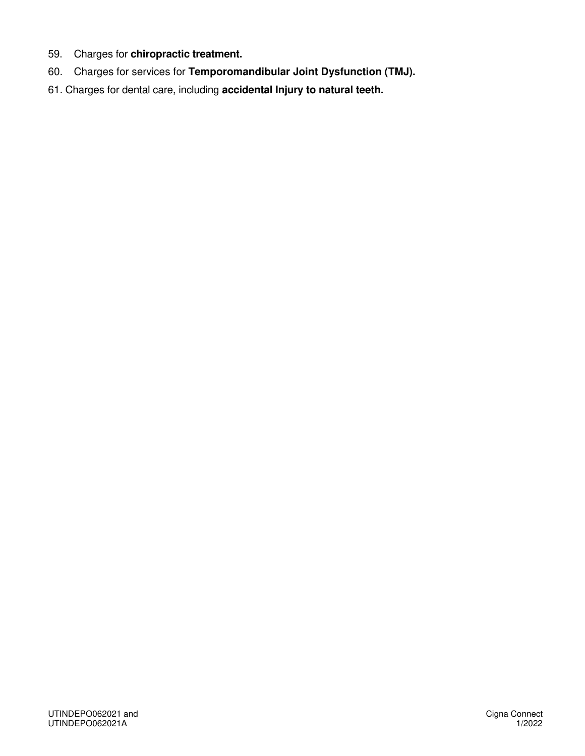59. Charges for **chiropractic treatment.**
60. Charges for services for **Temporomandibular Joint Dysfunction (TMJ).**
61. Charges for dental care, including **accidental Injury to natural teeth.**